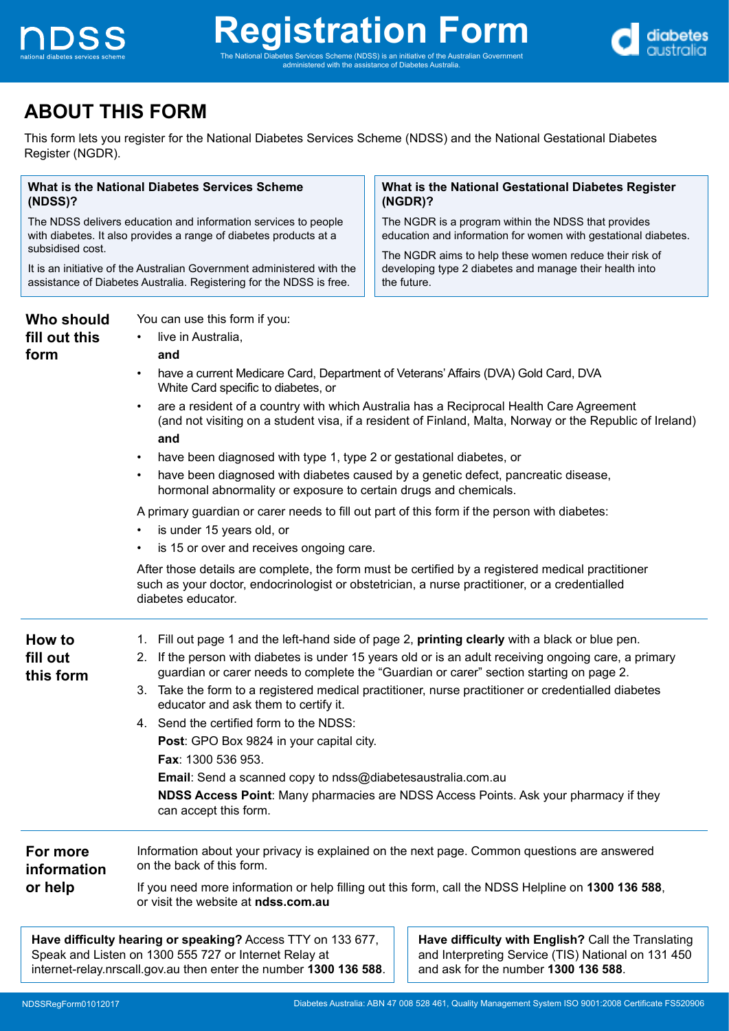# Registration Form

The National Diabetes Services Scheme (NDSS) is an initiative of the Australian Government administered with the assistance of Diabetes Australia.

## ABOUT THIS FORM

This form lets you register for the National Diabetes Services Scheme (NDSS) and the National Gestational Diabetes Register (NGDR).

### What is the National Diabetes Services Scheme (NDSS)?

The NDSS delivers education and information services to people with diabetes. It also provides a range of diabetes products at a subsidised cost.

It is an initiative of the Australian Government administered with the assistance of Diabetes Australia. Registering for the NDSS is free.

### What is the National Gestational Diabetes Register (NGDR)?

The NGDR is a program within the NDSS that provides education and information for women with gestational diabetes.

The NGDR aims to help these women reduce their risk of developing type 2 diabetes and manage their health into the future.

### Who should fill out this form

You can use this form if you:

- live in Australia,

  **and**

- have a current Medicare Card, Department of Veterans' Affairs (DVA) Gold Card, DVA White Card specific to diabetes, or
- are a resident of a country with which Australia has a Reciprocal Health Care Agreement (and not visiting on a student visa, if a resident of Finland, Malta, Norway or the Republic of Ireland)

  **and**

- have been diagnosed with type 1, type 2 or gestational diabetes, or
- have been diagnosed with diabetes caused by a genetic defect, pancreatic disease, hormonal abnormality or exposure to certain drugs and chemicals.

A primary guardian or carer needs to fill out part of this form if the person with diabetes:

- is under 15 years old, or
- is 15 or over and receives ongoing care.

After those details are complete, the form must be certified by a registered medical practitioner such as your doctor, endocrinologist or obstetrician, a nurse practitioner, or a credentialled diabetes educator.

### How to fill out this form

1. Fill out page 1 and the left-hand side of page 2, **printing clearly** with a black or blue pen.
2. If the person with diabetes is under 15 years old or is an adult receiving ongoing care, a primary guardian or carer needs to complete the "Guardian or carer" section starting on page 2.
3. Take the form to a registered medical practitioner, nurse practitioner or credentialled diabetes educator and ask them to certify it.
4. Send the certified form to the NDSS:

   **Post**: GPO Box 9824 in your capital city.

   **Fax**: 1300 536 953.

   **Email**: Send a scanned copy to ndss@diabetesaustralia.com.au

   **NDSS Access Point**: Many pharmacies are NDSS Access Points. Ask your pharmacy if they can accept this form.

### For more information or help

Information about your privacy is explained on the next page. Common questions are answered on the back of this form.

If you need more information or help filling out this form, call the NDSS Helpline on **1300 136 588**, or visit the website at **ndss.com.au**

**Have difficulty hearing or speaking?** Access TTY on 133 677, Speak and Listen on 1300 555 727 or Internet Relay at internet-relay.nrscall.gov.au then enter the number **1300 136 588**.

**Have difficulty with English?** Call the Translating and Interpreting Service (TIS) National on 131 450 and ask for the number **1300 136 588**.

NDSSRegForm01012017

Diabetes Australia: ABN 47 008 528 461, Quality Management System ISO 9001:2008 Certificate FS520906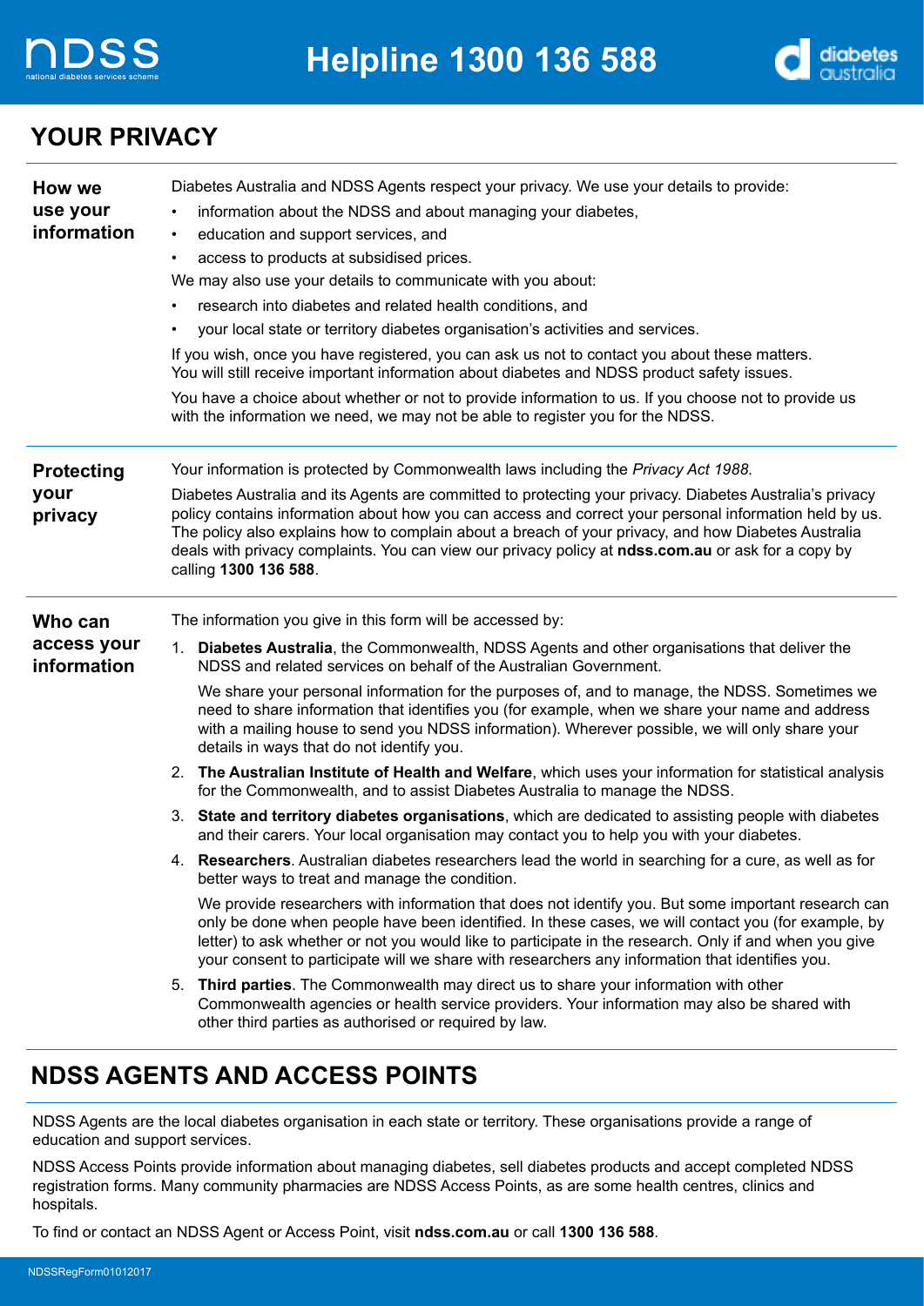## YOUR PRIVACY

### How we use your information

Diabetes Australia and NDSS Agents respect your privacy. We use your details to provide:

- information about the NDSS and about managing your diabetes,
- education and support services, and
- access to products at subsidised prices.

We may also use your details to communicate with you about:

- research into diabetes and related health conditions, and
- your local state or territory diabetes organisation's activities and services.

If you wish, once you have registered, you can ask us not to contact you about these matters. You will still receive important information about diabetes and NDSS product safety issues.

You have a choice about whether or not to provide information to us. If you choose not to provide us with the information we need, we may not be able to register you for the NDSS.

### Protecting your privacy

Your information is protected by Commonwealth laws including the *Privacy Act 1988*.

Diabetes Australia and its Agents are committed to protecting your privacy. Diabetes Australia's privacy policy contains information about how you can access and correct your personal information held by us. The policy also explains how to complain about a breach of your privacy, and how Diabetes Australia deals with privacy complaints. You can view our privacy policy at **ndss.com.au** or ask for a copy by calling **1300 136 588**.

### Who can access your information

The information you give in this form will be accessed by:

1. **Diabetes Australia**, the Commonwealth, NDSS Agents and other organisations that deliver the NDSS and related services on behalf of the Australian Government.

   We share your personal information for the purposes of, and to manage, the NDSS. Sometimes we need to share information that identifies you (for example, when we share your name and address with a mailing house to send you NDSS information). Wherever possible, we will only share your details in ways that do not identify you.

2. **The Australian Institute of Health and Welfare**, which uses your information for statistical analysis for the Commonwealth, and to assist Diabetes Australia to manage the NDSS.
3. **State and territory diabetes organisations**, which are dedicated to assisting people with diabetes and their carers. Your local organisation may contact you to help you with your diabetes.
4. **Researchers**. Australian diabetes researchers lead the world in searching for a cure, as well as for better ways to treat and manage the condition.

   We provide researchers with information that does not identify you. But some important research can only be done when people have been identified. In these cases, we will contact you (for example, by letter) to ask whether or not you would like to participate in the research. Only if and when you give your consent to participate will we share with researchers any information that identifies you.

5. **Third parties**. The Commonwealth may direct us to share your information with other Commonwealth agencies or health service providers. Your information may also be shared with other third parties as authorised or required by law.

## NDSS AGENTS AND ACCESS POINTS

NDSS Agents are the local diabetes organisation in each state or territory. These organisations provide a range of education and support services.

NDSS Access Points provide information about managing diabetes, sell diabetes products and accept completed NDSS registration forms. Many community pharmacies are NDSS Access Points, as are some health centres, clinics and hospitals.

To find or contact an NDSS Agent or Access Point, visit **ndss.com.au** or call **1300 136 588**.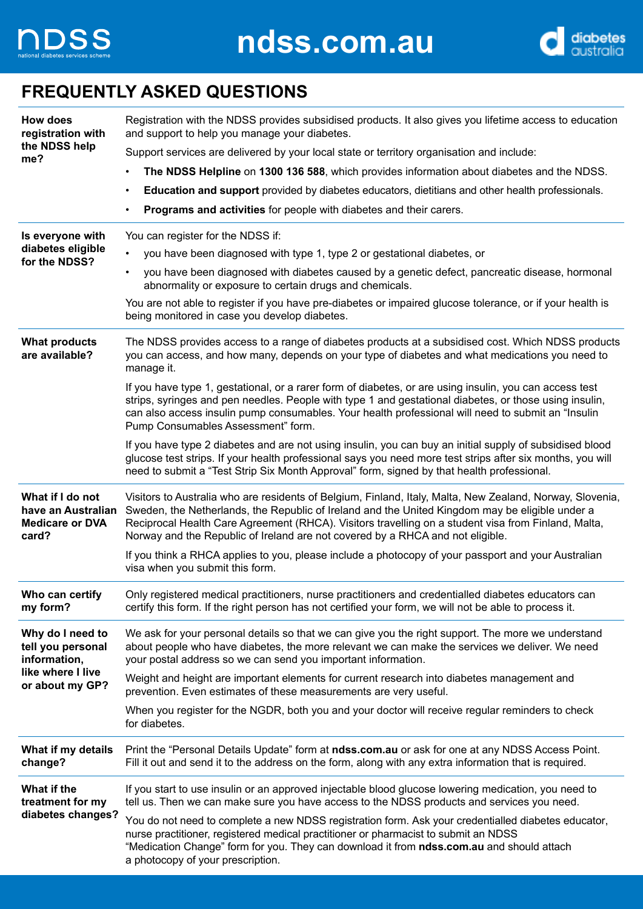## FREQUENTLY ASKED QUESTIONS

| | |
|---|---|
| **How does registration with the NDSS help me?** | Registration with the NDSS provides subsidised products. It also gives you lifetime access to education and support to help you manage your diabetes.<br><br>Support services are delivered by your local state or territory organisation and include:<br><br>• **The NDSS Helpline** on **1300 136 588**, which provides information about diabetes and the NDSS.<br>• **Education and support** provided by diabetes educators, dietitians and other health professionals.<br>• **Programs and activities** for people with diabetes and their carers. |
| **Is everyone with diabetes eligible for the NDSS?** | You can register for the NDSS if:<br><br>• you have been diagnosed with type 1, type 2 or gestational diabetes, or<br>• you have been diagnosed with diabetes caused by a genetic defect, pancreatic disease, hormonal abnormality or exposure to certain drugs and chemicals.<br><br>You are not able to register if you have pre-diabetes or impaired glucose tolerance, or if your health is being monitored in case you develop diabetes. |
| **What products are available?** | The NDSS provides access to a range of diabetes products at a subsidised cost. Which NDSS products you can access, and how many, depends on your type of diabetes and what medications you need to manage it.<br><br>If you have type 1, gestational, or a rarer form of diabetes, or are using insulin, you can access test strips, syringes and pen needles. People with type 1 and gestational diabetes, or those using insulin, can also access insulin pump consumables. Your health professional will need to submit an "Insulin Pump Consumables Assessment" form.<br><br>If you have type 2 diabetes and are not using insulin, you can buy an initial supply of subsidised blood glucose test strips. If your health professional says you need more test strips after six months, you will need to submit a "Test Strip Six Month Approval" form, signed by that health professional. |
| **What if I do not have an Australian Medicare or DVA card?** | Visitors to Australia who are residents of Belgium, Finland, Italy, Malta, New Zealand, Norway, Slovenia, Sweden, the Netherlands, the Republic of Ireland and the United Kingdom may be eligible under a Reciprocal Health Care Agreement (RHCA). Visitors travelling on a student visa from Finland, Malta, Norway and the Republic of Ireland are not covered by a RHCA and not eligible.<br><br>If you think a RHCA applies to you, please include a photocopy of your passport and your Australian visa when you submit this form. |
| **Who can certify my form?** | Only registered medical practitioners, nurse practitioners and credentialled diabetes educators can certify this form. If the right person has not certified your form, we will not be able to process it. |
| **Why do I need to tell you personal information, like where I live or about my GP?** | We ask for your personal details so that we can give you the right support. The more we understand about people who have diabetes, the more relevant we can make the services we deliver. We need your postal address so we can send you important information.<br><br>Weight and height are important elements for current research into diabetes management and prevention. Even estimates of these measurements are very useful.<br><br>When you register for the NGDR, both you and your doctor will receive regular reminders to check for diabetes. |
| **What if my details change?** | Print the "Personal Details Update" form at **ndss.com.au** or ask for one at any NDSS Access Point. Fill it out and send it to the address on the form, along with any extra information that is required. |
| **What if the treatment for my diabetes changes?** | If you start to use insulin or an approved injectable blood glucose lowering medication, you need to tell us. Then we can make sure you have access to the NDSS products and services you need.<br><br>You do not need to complete a new NDSS registration form. Ask your credentialled diabetes educator, nurse practitioner, registered medical practitioner or pharmacist to submit an NDSS "Medication Change" form for you. They can download it from **ndss.com.au** and should attach a photocopy of your prescription. |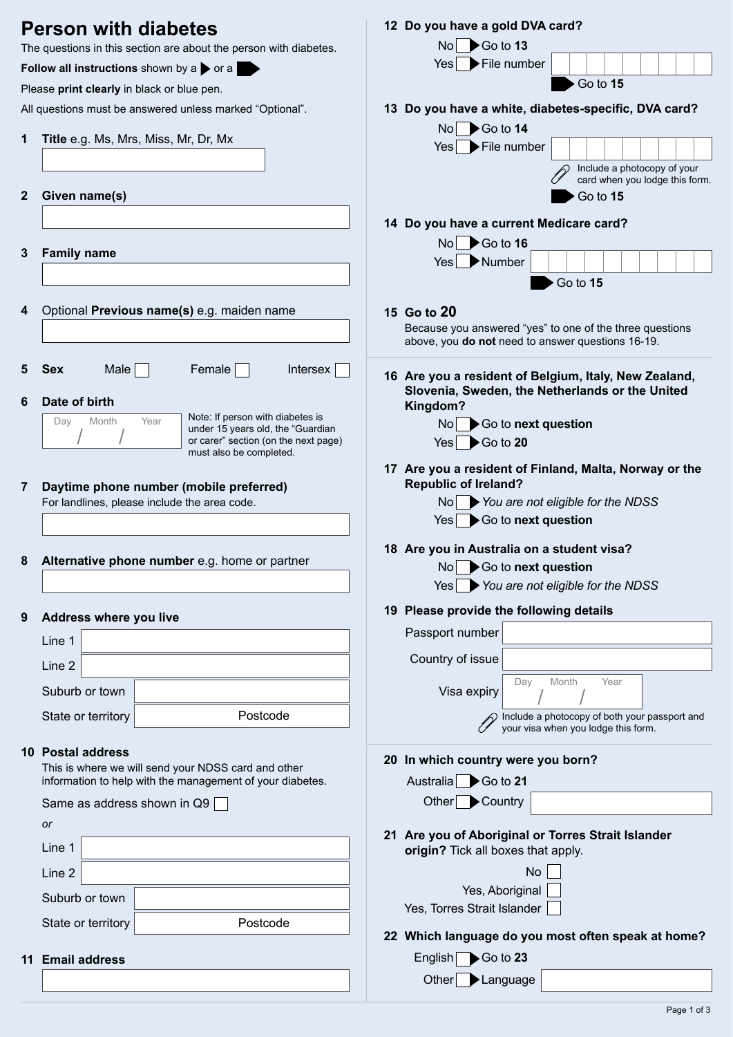# Person with diabetes

The questions in this section are about the person with diabetes.

**Follow all instructions** shown by a ▶ or a ➡

Please **print clearly** in black or blue pen.

All questions must be answered unless marked "Optional".

**1 Title** e.g. Ms, Mrs, Miss, Mr, Dr, Mx

**2 Given name(s)**

**3 Family name**

**4** Optional **Previous name(s)** e.g. maiden name

**5 Sex** Male ☐ Female ☐ Intersex ☐

**6 Date of birth**

Day / Month / Year

Note: If person with diabetes is under 15 years old, the "Guardian or carer" section (on the next page) must also be completed.

**7 Daytime phone number (mobile preferred)**

For landlines, please include the area code.

**8 Alternative phone number** e.g. home or partner

**9 Address where you live**

Line 1

Line 2

Suburb or town

State or territory Postcode

**10 Postal address**

This is where we will send your NDSS card and other information to help with the management of your diabetes.

Same as address shown in Q9 ☐

*or*

Line 1

Line 2

Suburb or town

State or territory Postcode

**11 Email address**

**12 Do you have a gold DVA card?**

No ☐ ▶ Go to **13**

Yes ☐ ▶ File number

➡ Go to **15**

**13 Do you have a white, diabetes-specific, DVA card?**

No ☐ ▶ Go to **14**

Yes ☐ ▶ File number

Include a photocopy of your card when you lodge this form.

➡ Go to **15**

**14 Do you have a current Medicare card?**

No ☐ ▶ Go to **16**

Yes ☐ ▶ Number

➡ Go to **15**

**15 Go to 20**

Because you answered "yes" to one of the three questions above, you **do not** need to answer questions 16-19.

**16 Are you a resident of Belgium, Italy, New Zealand, Slovenia, Sweden, the Netherlands or the United Kingdom?**

No ☐ ▶ Go to **next question**

Yes ☐ ▶ Go to **20**

**17 Are you a resident of Finland, Malta, Norway or the Republic of Ireland?**

No ☐ ▶ *You are not eligible for the NDSS*

Yes ☐ ▶ Go to **next question**

**18 Are you in Australia on a student visa?**

No ☐ ▶ Go to **next question**

Yes ☐ ▶ *You are not eligible for the NDSS*

**19 Please provide the following details**

Passport number

Country of issue

Visa expiry Day / Month / Year

Include a photocopy of both your passport and your visa when you lodge this form.

**20 In which country were you born?**

Australia ☐ ▶ Go to **21**

Other ☐ ▶ Country

**21 Are you of Aboriginal or Torres Strait Islander origin?** Tick all boxes that apply.

No ☐

Yes, Aboriginal ☐

Yes, Torres Strait Islander ☐

**22 Which language do you most often speak at home?**

English ☐ ▶ Go to **23**

Other ☐ ▶ Language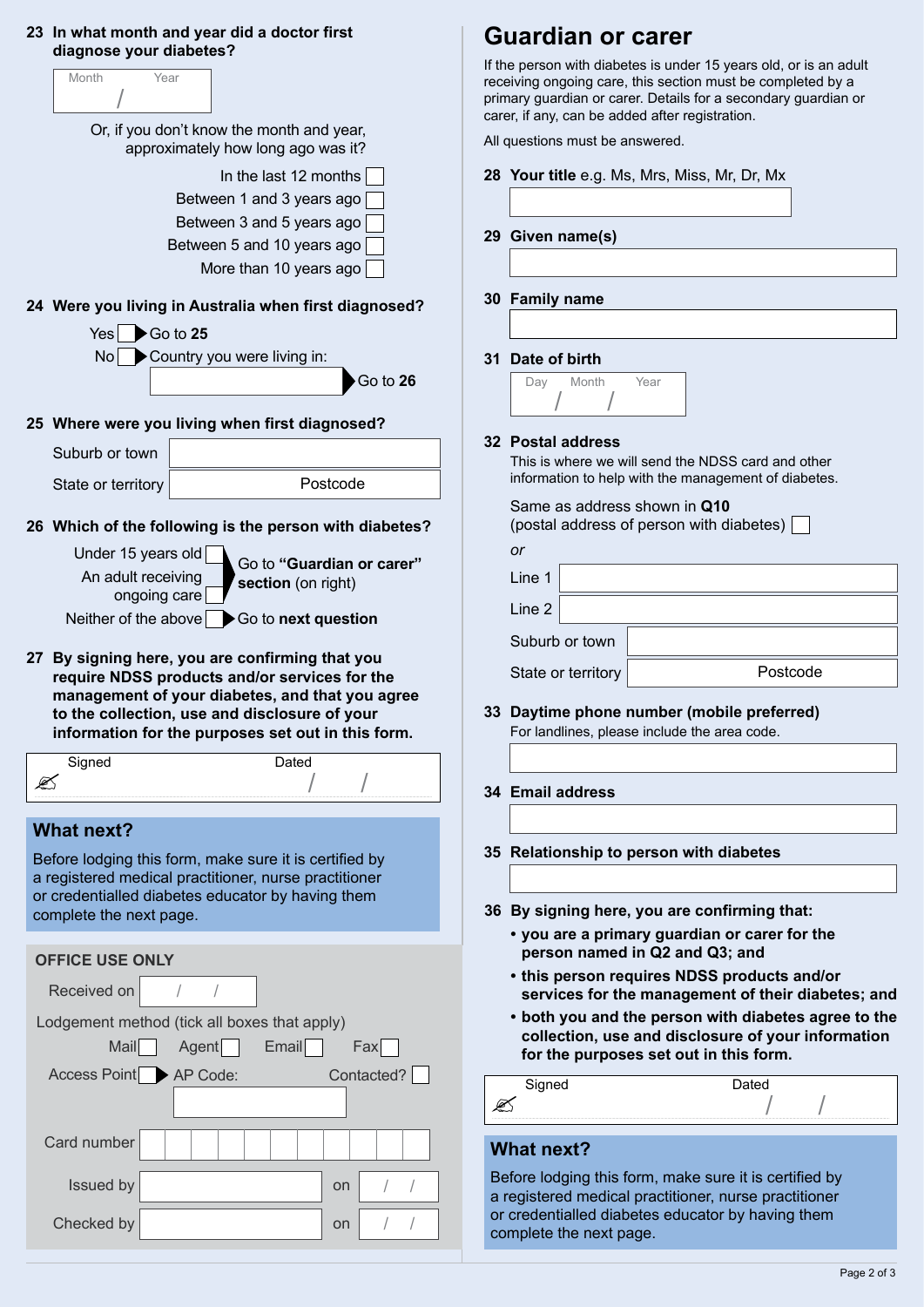**23 In what month and year did a doctor first diagnose your diabetes?**

Month / Year

Or, if you don't know the month and year, approximately how long ago was it?

- In the last 12 months ☐
- Between 1 and 3 years ago ☐
- Between 3 and 5 years ago ☐
- Between 5 and 10 years ago ☐
- More than 10 years ago ☐

**24 Were you living in Australia when first diagnosed?**

- Yes ☐ ▶ Go to **25**
- No ☐ ▶ Country you were living in: ________ ▶ Go to **26**

**25 Where were you living when first diagnosed?**

Suburb or town

State or territory    Postcode

**26 Which of the following is the person with diabetes?**

- Under 15 years old ☐
- An adult receiving ongoing care ☐

▶ Go to **"Guardian or carer" section** (on right)

- Neither of the above ☐ ▶ Go to **next question**

**27 By signing here, you are confirming that you require NDSS products and/or services for the management of your diabetes, and that you agree to the collection, use and disclosure of your information for the purposes set out in this form.**

Signed    Dated / /

## What next?

Before lodging this form, make sure it is certified by a registered medical practitioner, nurse practitioner or credentialled diabetes educator by having them complete the next page.

**OFFICE USE ONLY**

Received on / /

Lodgement method (tick all boxes that apply)

Mail ☐ Agent ☐ Email ☐ Fax ☐

Access Point ☐ ▶ AP Code:    Contacted? ☐

Card number

Issued by    on / /

Checked by    on / /

# Guardian or carer

If the person with diabetes is under 15 years old, or is an adult receiving ongoing care, this section must be completed by a primary guardian or carer. Details for a secondary guardian or carer, if any, can be added after registration.

All questions must be answered.

**28 Your title** e.g. Ms, Mrs, Miss, Mr, Dr, Mx

**29 Given name(s)**

**30 Family name**

**31 Date of birth**

Day / Month / Year

**32 Postal address**

This is where we will send the NDSS card and other information to help with the management of diabetes.

Same as address shown in **Q10** (postal address of person with diabetes) ☐

*or*

Line 1

Line 2

Suburb or town

State or territory    Postcode

**33 Daytime phone number (mobile preferred)**

For landlines, please include the area code.

**34 Email address**

**35 Relationship to person with diabetes**

**36 By signing here, you are confirming that:**

- **you are a primary guardian or carer for the person named in Q2 and Q3; and**
- **this person requires NDSS products and/or services for the management of their diabetes; and**
- **both you and the person with diabetes agree to the collection, use and disclosure of your information for the purposes set out in this form.**

Signed    Dated / /

## What next?

Before lodging this form, make sure it is certified by a registered medical practitioner, nurse practitioner or credentialled diabetes educator by having them complete the next page.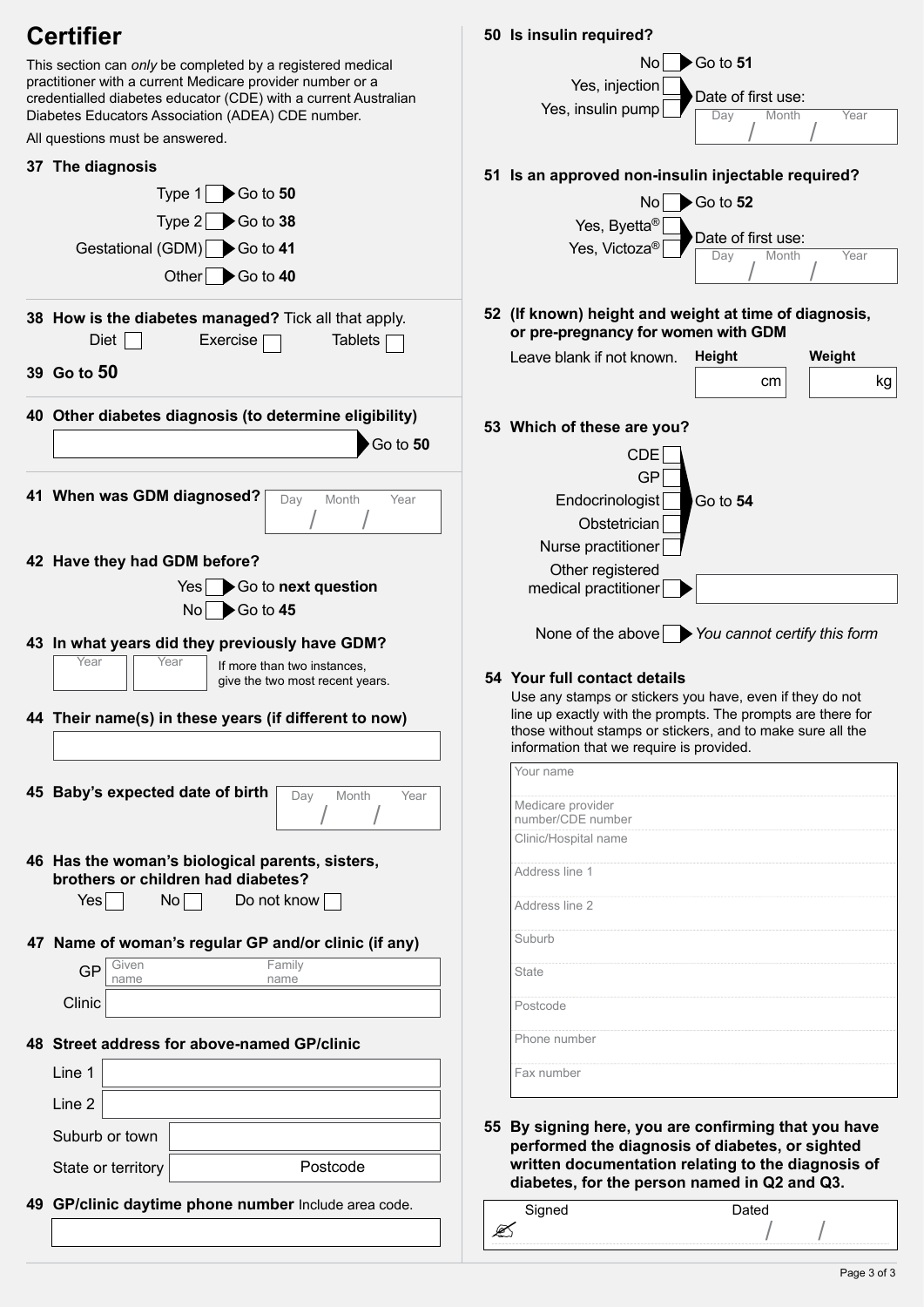# Certifier

This section can *only* be completed by a registered medical practitioner with a current Medicare provider number or a credentialled diabetes educator (CDE) with a current Australian Diabetes Educators Association (ADEA) CDE number.

All questions must be answered.

**37 The diagnosis**

- Type 1 ☐ Go to **50**
- Type 2 ☐ Go to **38**
- Gestational (GDM) ☐ Go to **41**
- Other ☐ Go to **40**

**38 How is the diabetes managed?** Tick all that apply.

Diet ☐ Exercise ☐ Tablets ☐

**39 Go to 50**

**40 Other diabetes diagnosis (to determine eligibility)**

[ ] Go to **50**

**41 When was GDM diagnosed?** Day / Month / Year

**42 Have they had GDM before?**

- Yes ☐ Go to **next question**
- No ☐ Go to **45**

**43 In what years did they previously have GDM?**

Year Year If more than two instances, give the two most recent years.

**44 Their name(s) in these years (if different to now)**

**45 Baby's expected date of birth** Day / Month / Year

**46 Has the woman's biological parents, sisters, brothers or children had diabetes?**

Yes ☐ No ☐ Do not know ☐

**47 Name of woman's regular GP and/or clinic (if any)**

GP Given name Family name

Clinic

**48 Street address for above-named GP/clinic**

Line 1

Line 2

Suburb or town

State or territory Postcode

**49 GP/clinic daytime phone number** Include area code.

**50 Is insulin required?**

- No ☐ Go to **51**
- Yes, injection ☐
- Yes, insulin pump ☐

Date of first use: Day / Month / Year

**51 Is an approved non-insulin injectable required?**

- No ☐ Go to **52**
- Yes, Byetta® ☐
- Yes, Victoza® ☐

Date of first use: Day / Month / Year

**52 (If known) height and weight at time of diagnosis, or pre-pregnancy for women with GDM**

Leave blank if not known. **Height** cm **Weight** kg

**53 Which of these are you?**

- CDE ☐
- GP ☐
- Endocrinologist ☐
- Obstetrician ☐
- Nurse practitioner ☐

Go to **54**

- Other registered medical practitioner ☐ [ ]
- None of the above ☐ *You cannot certify this form*

**54 Your full contact details**

Use any stamps or stickers you have, even if they do not line up exactly with the prompts. The prompts are there for those without stamps or stickers, and to make sure all the information that we require is provided.

Your name

Medicare provider number/CDE number

Clinic/Hospital name

Address line 1

Address line 2

Suburb

State

Postcode

Phone number

Fax number

**55 By signing here, you are confirming that you have performed the diagnosis of diabetes, or sighted written documentation relating to the diagnosis of diabetes, for the person named in Q2 and Q3.**

Signed Dated / /